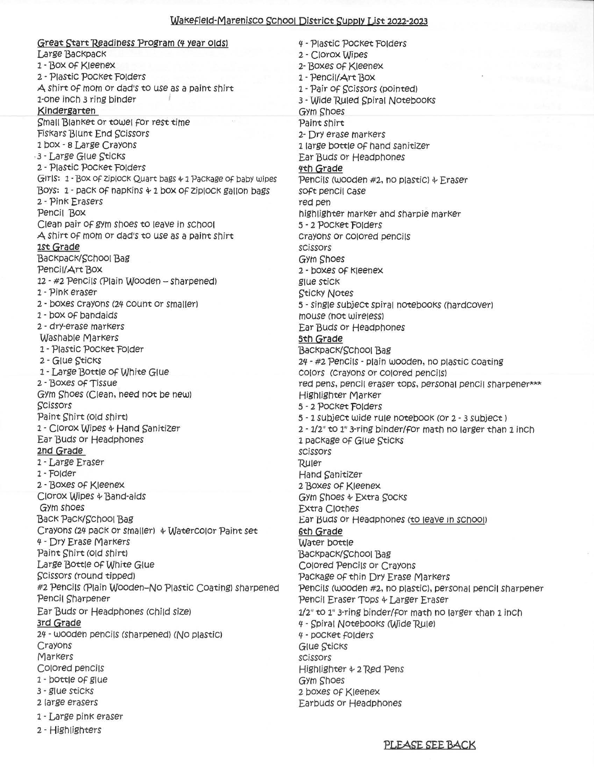# Wakefield-Marenisco School District Supply List 2022-2023

## Great Start Readiness Program (4 year olds)

Large Backpack
1 - Box of Kleenex
2 - Plastic Pocket Folders
A shirt of mom or dad's to use as a paint shirt
1-one inch 3 ring binder

## Kindergarten

Small Blanket or towel for rest time
Fiskars Blunt End Scissors
1 box - 8 Large Crayons
3 - Large Glue Sticks
2 - Plastic Pocket Folders
Girls: 1 - Box of ziplock Quart bags & 1 Package of baby wipes
Boys: 1 - pack of napkins & 1 box of ziplock gallon bags
2 - Pink Erasers
Pencil Box
Clean pair of gym shoes to leave in school
A shirt of mom or dad's to use as a paint shirt

## 1st Grade

Backpack/School Bag
Pencil/Art Box
12 - #2 Pencils (Plain Wooden – sharpened)
1 - Pink eraser
2 - boxes crayons (24 count or smaller)
1 - box of bandaids
2 - dry-erase markers
Washable Markers
1 - Plastic Pocket Folder
2 - Glue Sticks
1 - Large Bottle of White Glue
2 - Boxes of Tissue
Gym Shoes (Clean, need not be new)
Scissors
Paint Shirt (old shirt)
1 - Clorox Wipes & Hand Sanitizer
Ear Buds or Headphones

## 2nd Grade

1 - Large Eraser
1 - Folder
2 - Boxes of Kleenex
Clorox Wipes & Band-aids
Gym shoes
Back Pack/School Bag
Crayons (24 pack or smaller) & Watercolor Paint set
4 - Dry Erase Markers
Paint Shirt (old shirt)
Large Bottle of White Glue
Scissors (round tipped)
#2 Pencils (Plain Wooden–No Plastic Coating) sharpened
Pencil Sharpener
Ear Buds or Headphones (child size)

## 3rd Grade

24 - wooden pencils (sharpened) (No plastic)
Crayons
Markers
Colored pencils
1 - bottle of glue
3 - glue sticks
2 large erasers
1 - Large pink eraser
2 - Highlighters
4 - Plastic Pocket Folders
2 - Clorox Wipes
2- Boxes of Kleenex
1 - Pencil/Art Box
1 - Pair of Scissors (pointed)
3 - Wide Ruled Spiral Notebooks
Gym Shoes
Paint shirt
2- Dry erase markers
1 large bottle of hand sanitizer
Ear Buds or Headphones

## 4th Grade

Pencils (wooden #2, no plastic) & Eraser
soft pencil case
red pen
highlighter marker and sharpie marker
5 - 2 Pocket Folders
crayons or colored pencils
scissors
Gym Shoes
2 - boxes of Kleenex
glue stick
Sticky Notes
5 - single subject spiral notebooks (hardcover)
mouse (not wireless)
Ear Buds or Headphones

## 5th Grade

Backpack/School Bag
24 - #2 Pencils - plain wooden, no plastic coating
colors (crayons or colored pencils)
red pens, pencil eraser tops, personal pencil sharpener***
Highlighter Marker
5 - 2 Pocket Folders
5 - 1 subject wide rule notebook (or 2 - 3 subject)
2 - 1/2" to 1" 3-ring binder/for math no larger than 1 inch
1 package of Glue Sticks
scissors
Ruler
Hand Sanitizer
2 Boxes of Kleenex
Gym Shoes & Extra Socks
Extra Clothes
Ear Buds or Headphones (to leave in school)

## 6th Grade

Water bottle
Backpack/School Bag
Colored Pencils or Crayons
Package of thin Dry Erase Markers
Pencils (wooden #2, no plastic), personal pencil sharpener
Pencil Eraser Tops & Larger Eraser
1/2" to 1" 3-ring binder/for math no larger than 1 inch
4 - Spiral Notebooks (Wide Rule)
4 - pocket folders
Glue Sticks
scissors
Highlighter & 2 Red Pens
Gym Shoes
2 boxes of Kleenex
Earbuds or Headphones

PLEASE SEE BACK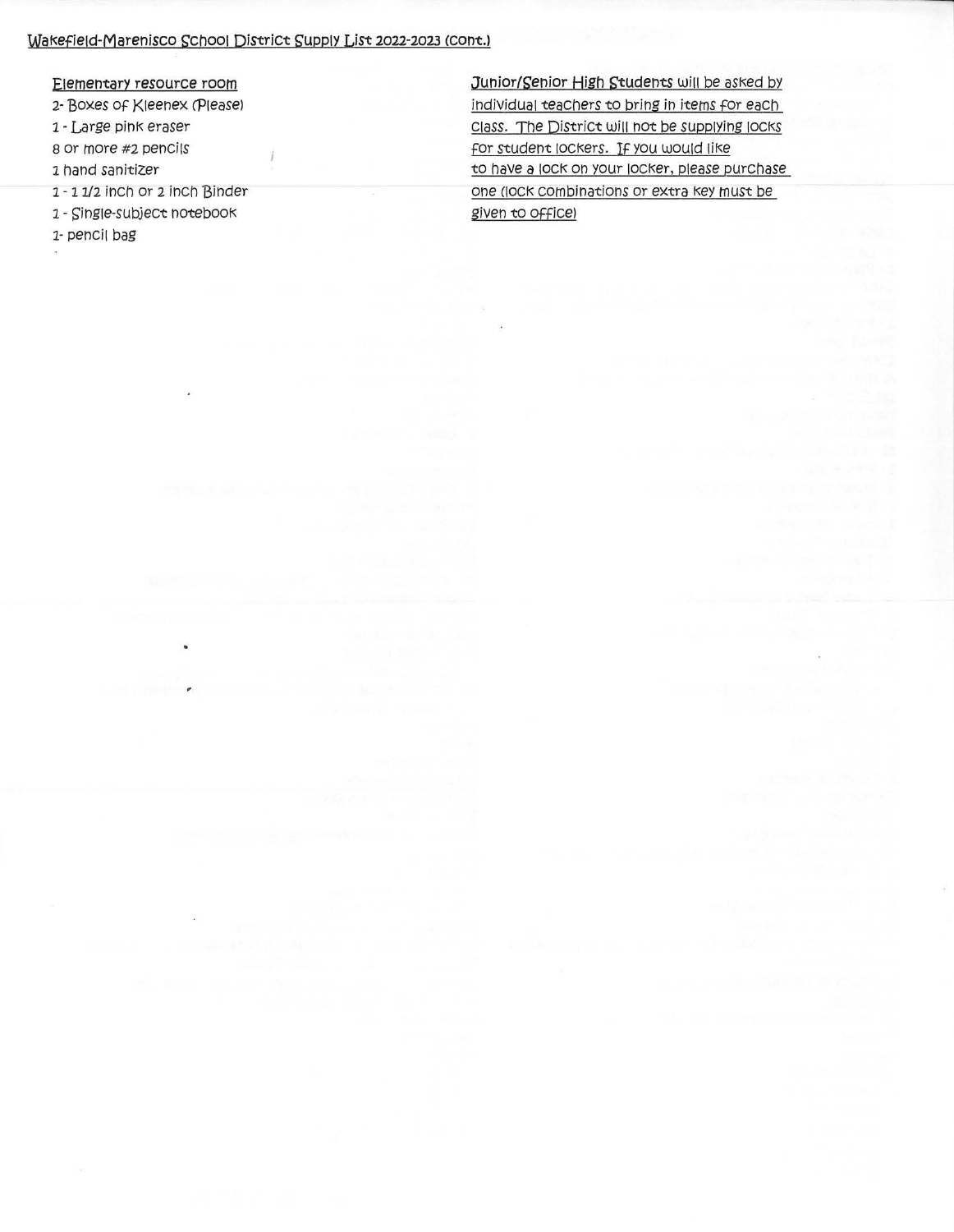Wakefield-Marenisco School District Supply List 2022-2023 (Cont.)

## Elementary resource room

2- Boxes of Kleenex (Please)
1 - Large pink eraser
8 or more #2 pencils
1 hand sanitizer
1 - 1 1/2 inch or 2 inch Binder
1 - Single-subject notebook
1- pencil bag

Junior/Senior High Students will be asked by individual teachers to bring in items for each class. The District will not be supplying locks for student lockers. If you would like to have a lock on your locker, please purchase one (lock combinations or extra key must be given to office)